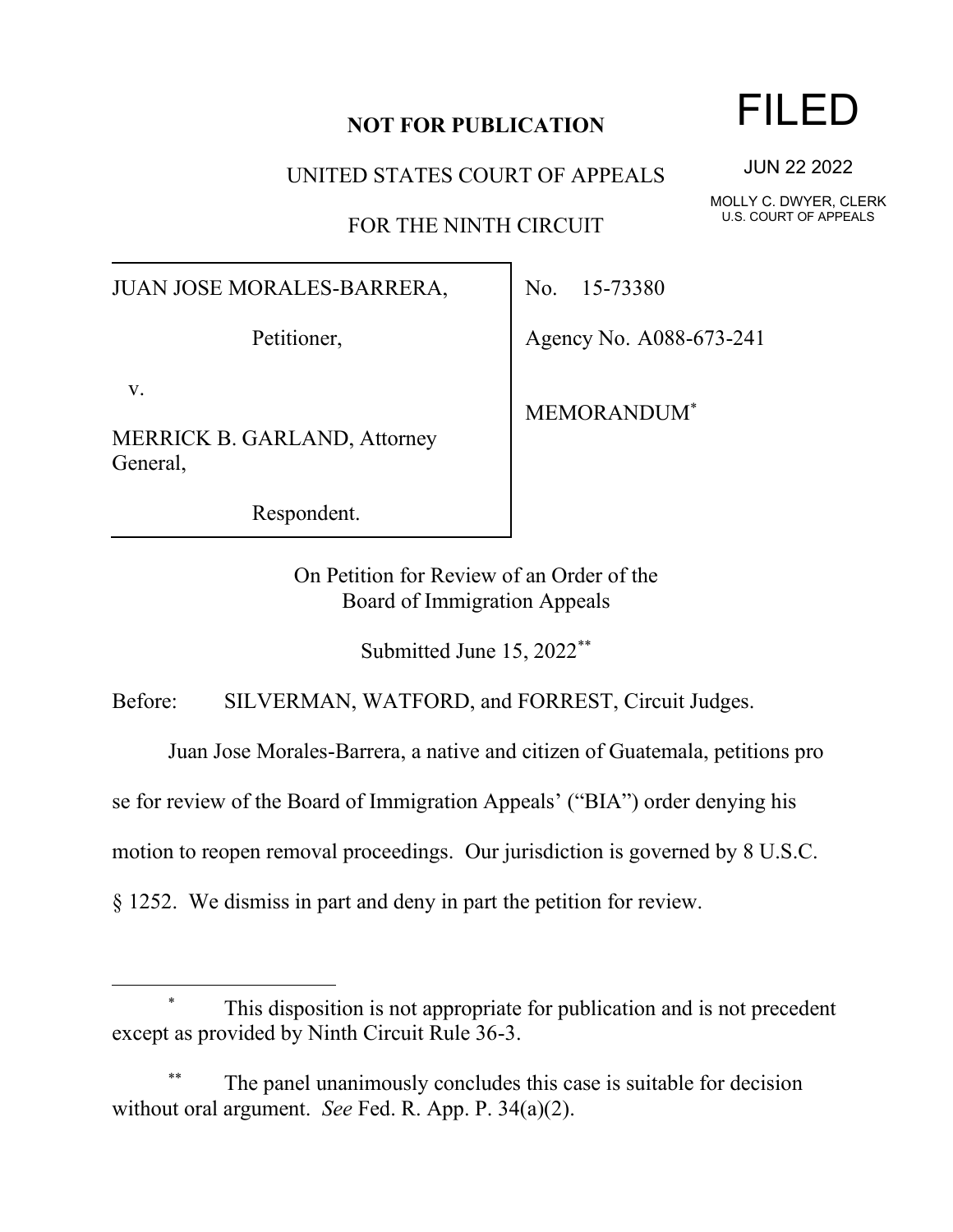**NOT FOR PUBLICATION**

UNITED STATES COURT OF APPEALS

FOR THE NINTH CIRCUIT

FILED

JUN 22 2022

MOLLY C. DWYER, CLERK
U.S. COURT OF APPEALS

JUAN JOSE MORALES-BARRERA,

Petitioner,

v.

MERRICK B. GARLAND, Attorney General,

Respondent.

No. 15-73380

Agency No. A088-673-241

MEMORANDUM*

On Petition for Review of an Order of the
Board of Immigration Appeals

Submitted June 15, 2022**

Before: SILVERMAN, WATFORD, and FORREST, Circuit Judges.

Juan Jose Morales-Barrera, a native and citizen of Guatemala, petitions pro se for review of the Board of Immigration Appeals' ("BIA") order denying his motion to reopen removal proceedings. Our jurisdiction is governed by 8 U.S.C. § 1252. We dismiss in part and deny in part the petition for review.

---

\* This disposition is not appropriate for publication and is not precedent except as provided by Ninth Circuit Rule 36-3.

\*\* The panel unanimously concludes this case is suitable for decision without oral argument. *See* Fed. R. App. P. 34(a)(2).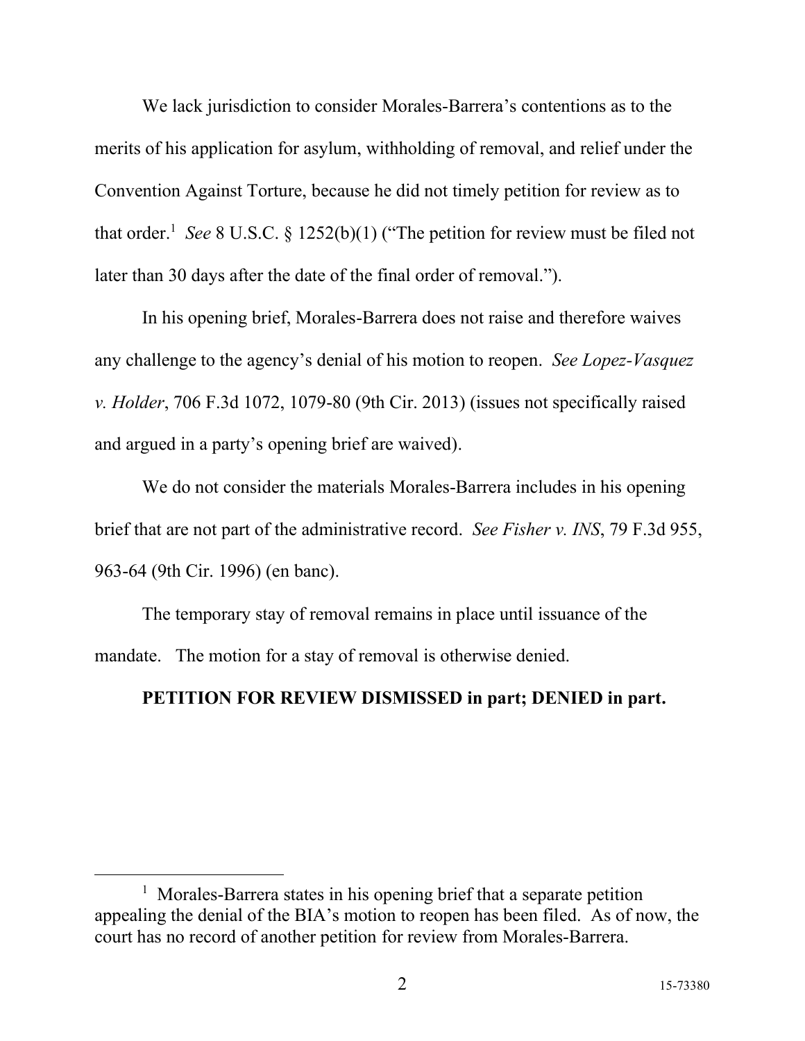We lack jurisdiction to consider Morales-Barrera's contentions as to the merits of his application for asylum, withholding of removal, and relief under the Convention Against Torture, because he did not timely petition for review as to that order.[1] *See* 8 U.S.C. § 1252(b)(1) ("The petition for review must be filed not later than 30 days after the date of the final order of removal.").

In his opening brief, Morales-Barrera does not raise and therefore waives any challenge to the agency's denial of his motion to reopen. *See Lopez-Vasquez v. Holder*, 706 F.3d 1072, 1079-80 (9th Cir. 2013) (issues not specifically raised and argued in a party's opening brief are waived).

We do not consider the materials Morales-Barrera includes in his opening brief that are not part of the administrative record. *See Fisher v. INS*, 79 F.3d 955, 963-64 (9th Cir. 1996) (en banc).

The temporary stay of removal remains in place until issuance of the mandate. The motion for a stay of removal is otherwise denied.

**PETITION FOR REVIEW DISMISSED in part; DENIED in part.**

---

[1] Morales-Barrera states in his opening brief that a separate petition appealing the denial of the BIA's motion to reopen has been filed. As of now, the court has no record of another petition for review from Morales-Barrera.